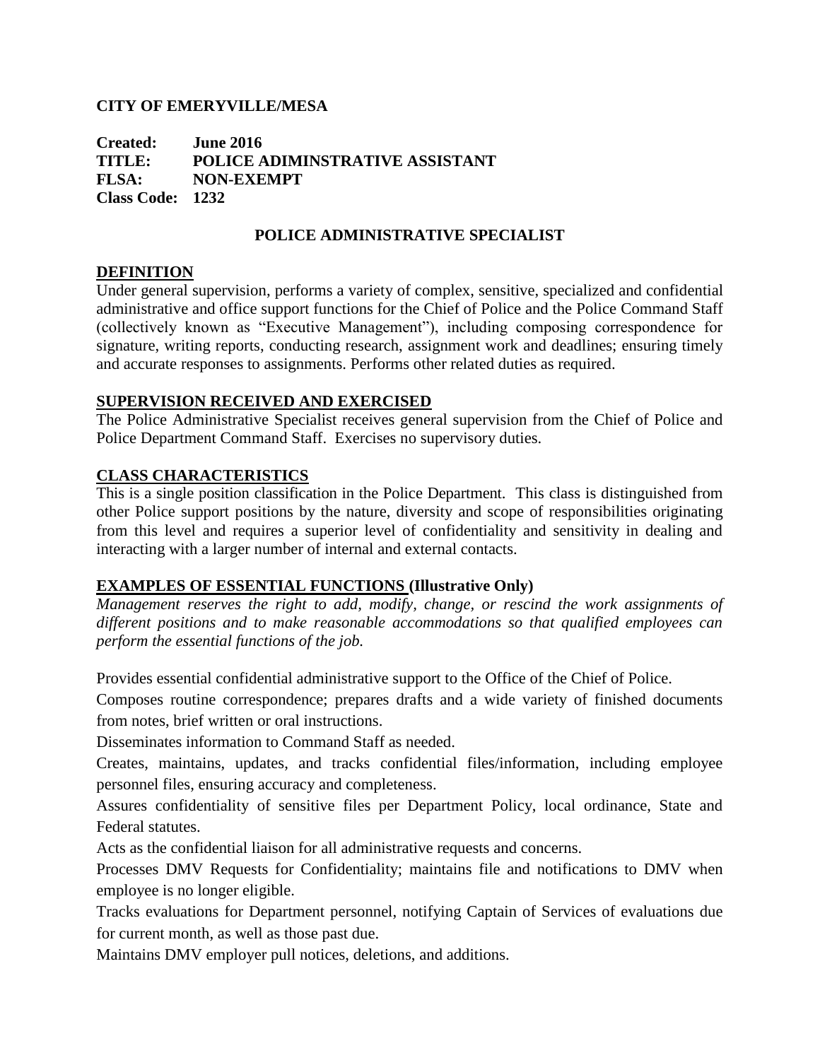**CITY OF EMERYVILLE/MESA**

**Created:** **June 2016**
**TITLE:** **POLICE ADIMINSTRATIVE ASSISTANT**
**FLSA:** **NON-EXEMPT**
**Class Code:** **1232**

## POLICE ADMINISTRATIVE SPECIALIST

### DEFINITION

Under general supervision, performs a variety of complex, sensitive, specialized and confidential administrative and office support functions for the Chief of Police and the Police Command Staff (collectively known as "Executive Management"), including composing correspondence for signature, writing reports, conducting research, assignment work and deadlines; ensuring timely and accurate responses to assignments. Performs other related duties as required.

### SUPERVISION RECEIVED AND EXERCISED

The Police Administrative Specialist receives general supervision from the Chief of Police and Police Department Command Staff. Exercises no supervisory duties.

### CLASS CHARACTERISTICS

This is a single position classification in the Police Department. This class is distinguished from other Police support positions by the nature, diversity and scope of responsibilities originating from this level and requires a superior level of confidentiality and sensitivity in dealing and interacting with a larger number of internal and external contacts.

### EXAMPLES OF ESSENTIAL FUNCTIONS (Illustrative Only)

*Management reserves the right to add, modify, change, or rescind the work assignments of different positions and to make reasonable accommodations so that qualified employees can perform the essential functions of the job.*

Provides essential confidential administrative support to the Office of the Chief of Police.

Composes routine correspondence; prepares drafts and a wide variety of finished documents from notes, brief written or oral instructions.

Disseminates information to Command Staff as needed.

Creates, maintains, updates, and tracks confidential files/information, including employee personnel files, ensuring accuracy and completeness.

Assures confidentiality of sensitive files per Department Policy, local ordinance, State and Federal statutes.

Acts as the confidential liaison for all administrative requests and concerns.

Processes DMV Requests for Confidentiality; maintains file and notifications to DMV when employee is no longer eligible.

Tracks evaluations for Department personnel, notifying Captain of Services of evaluations due for current month, as well as those past due.

Maintains DMV employer pull notices, deletions, and additions.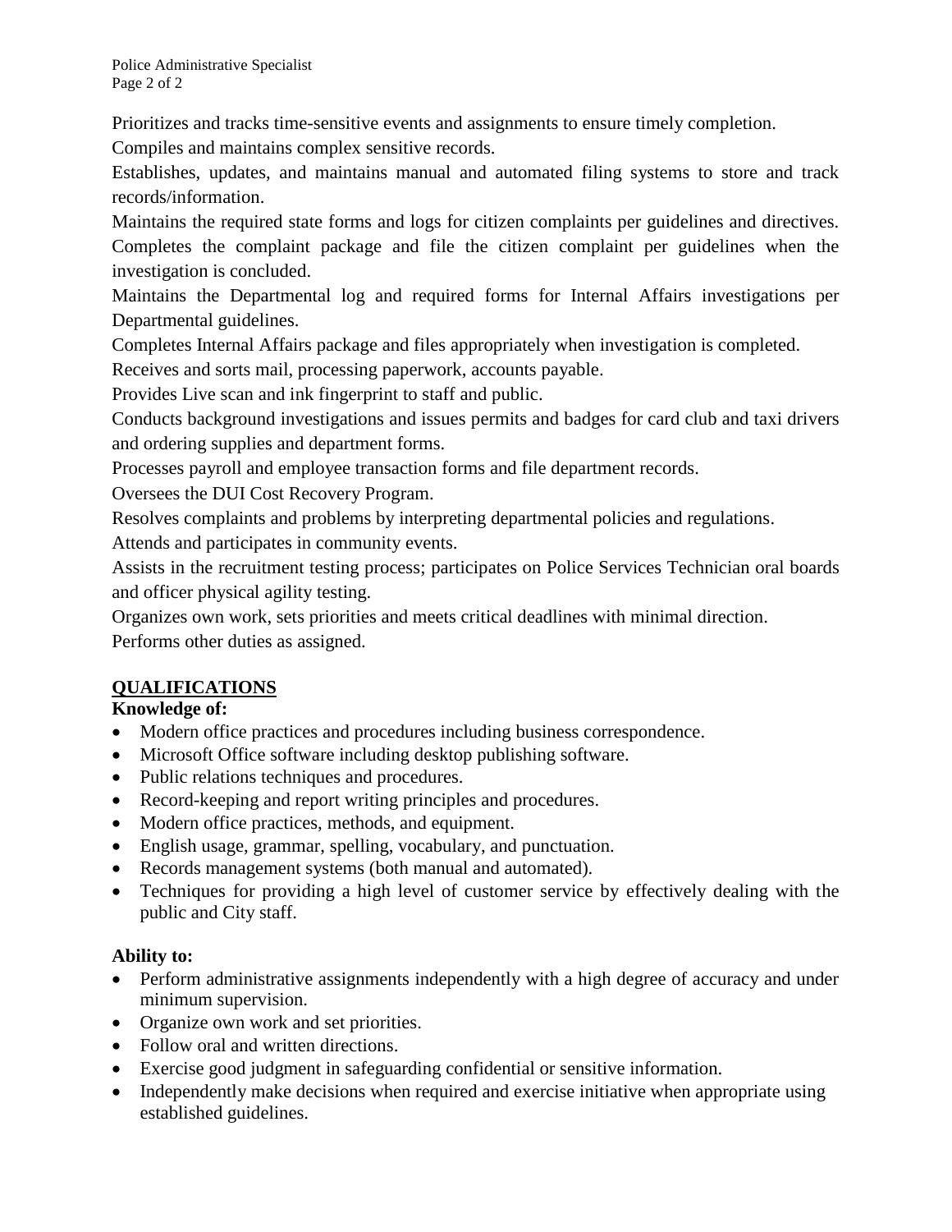Prioritizes and tracks time-sensitive events and assignments to ensure timely completion.

Compiles and maintains complex sensitive records.

Establishes, updates, and maintains manual and automated filing systems to store and track records/information.

Maintains the required state forms and logs for citizen complaints per guidelines and directives.

Completes the complaint package and file the citizen complaint per guidelines when the investigation is concluded.

Maintains the Departmental log and required forms for Internal Affairs investigations per Departmental guidelines.

Completes Internal Affairs package and files appropriately when investigation is completed.

Receives and sorts mail, processing paperwork, accounts payable.

Provides Live scan and ink fingerprint to staff and public.

Conducts background investigations and issues permits and badges for card club and taxi drivers and ordering supplies and department forms.

Processes payroll and employee transaction forms and file department records.

Oversees the DUI Cost Recovery Program.

Resolves complaints and problems by interpreting departmental policies and regulations.

Attends and participates in community events.

Assists in the recruitment testing process; participates on Police Services Technician oral boards and officer physical agility testing.

Organizes own work, sets priorities and meets critical deadlines with minimal direction.

Performs other duties as assigned.

## QUALIFICATIONS

**Knowledge of:**

- Modern office practices and procedures including business correspondence.
- Microsoft Office software including desktop publishing software.
- Public relations techniques and procedures.
- Record-keeping and report writing principles and procedures.
- Modern office practices, methods, and equipment.
- English usage, grammar, spelling, vocabulary, and punctuation.
- Records management systems (both manual and automated).
- Techniques for providing a high level of customer service by effectively dealing with the public and City staff.

**Ability to:**

- Perform administrative assignments independently with a high degree of accuracy and under minimum supervision.
- Organize own work and set priorities.
- Follow oral and written directions.
- Exercise good judgment in safeguarding confidential or sensitive information.
- Independently make decisions when required and exercise initiative when appropriate using established guidelines.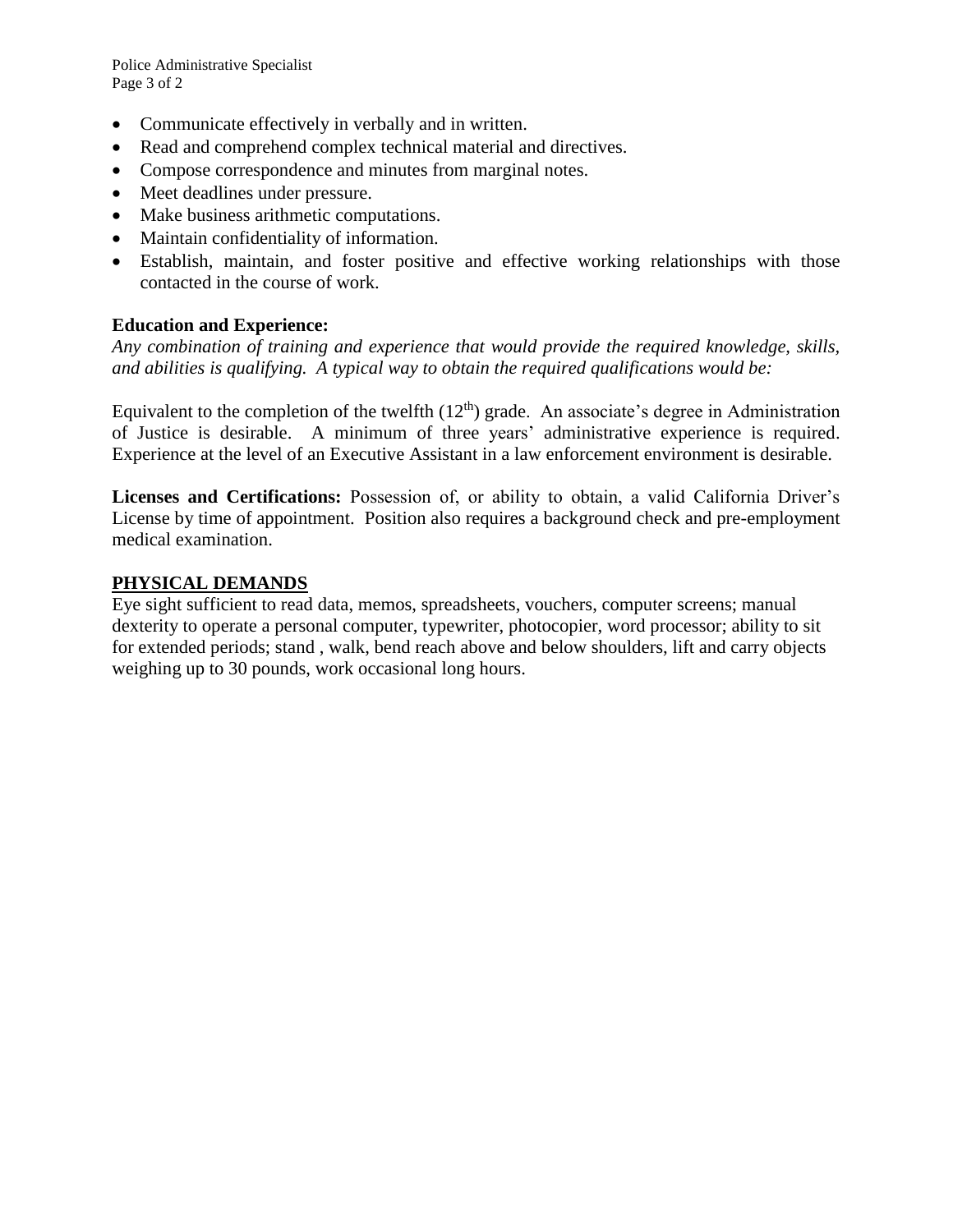- Communicate effectively in verbally and in written.
- Read and comprehend complex technical material and directives.
- Compose correspondence and minutes from marginal notes.
- Meet deadlines under pressure.
- Make business arithmetic computations.
- Maintain confidentiality of information.
- Establish, maintain, and foster positive and effective working relationships with those contacted in the course of work.

**Education and Experience:**

*Any combination of training and experience that would provide the required knowledge, skills, and abilities is qualifying. A typical way to obtain the required qualifications would be:*

Equivalent to the completion of the twelfth (12th) grade. An associate's degree in Administration of Justice is desirable. A minimum of three years' administrative experience is required. Experience at the level of an Executive Assistant in a law enforcement environment is desirable.

**Licenses and Certifications:** Possession of, or ability to obtain, a valid California Driver's License by time of appointment. Position also requires a background check and pre-employment medical examination.

## PHYSICAL DEMANDS

Eye sight sufficient to read data, memos, spreadsheets, vouchers, computer screens; manual dexterity to operate a personal computer, typewriter, photocopier, word processor; ability to sit for extended periods; stand , walk, bend reach above and below shoulders, lift and carry objects weighing up to 30 pounds, work occasional long hours.